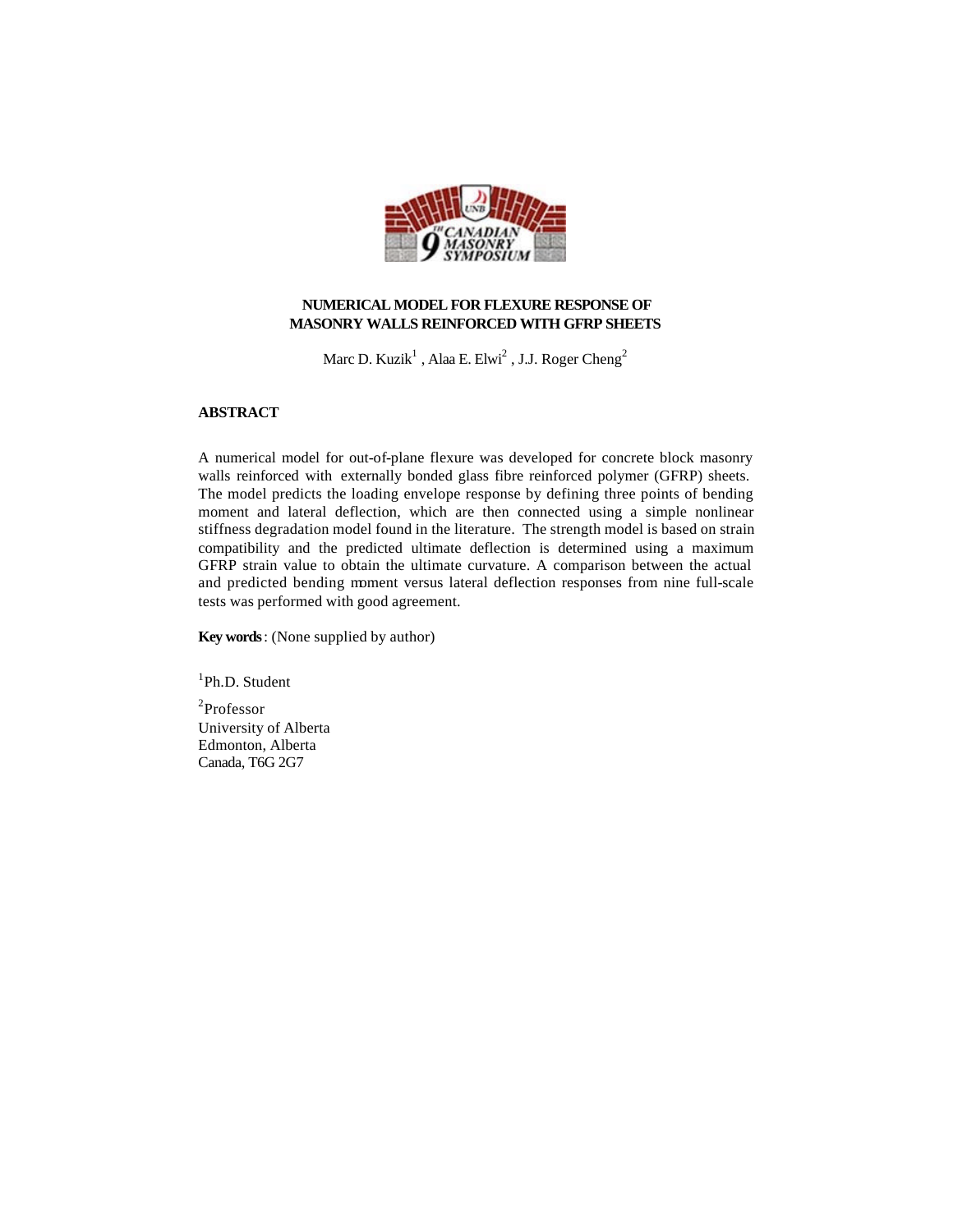# NUMERICAL MODEL FOR FLEXURE RESPONSE OF MASONRY WALLS REINFORCED WITH GFRP SHEETS

Marc D. Kuzik[1] , Alaa E. Elwi[2] , J.J. Roger Cheng[2]

## ABSTRACT

A numerical model for out-of-plane flexure was developed for concrete block masonry walls reinforced with externally bonded glass fibre reinforced polymer (GFRP) sheets. The model predicts the loading envelope response by defining three points of bending moment and lateral deflection, which are then connected using a simple nonlinear stiffness degradation model found in the literature. The strength model is based on strain compatibility and the predicted ultimate deflection is determined using a maximum GFRP strain value to obtain the ultimate curvature. A comparison between the actual and predicted bending moment versus lateral deflection responses from nine full-scale tests was performed with good agreement.

**Key words**: (None supplied by author)

[1]Ph.D. Student

[2]Professor
University of Alberta
Edmonton, Alberta
Canada, T6G 2G7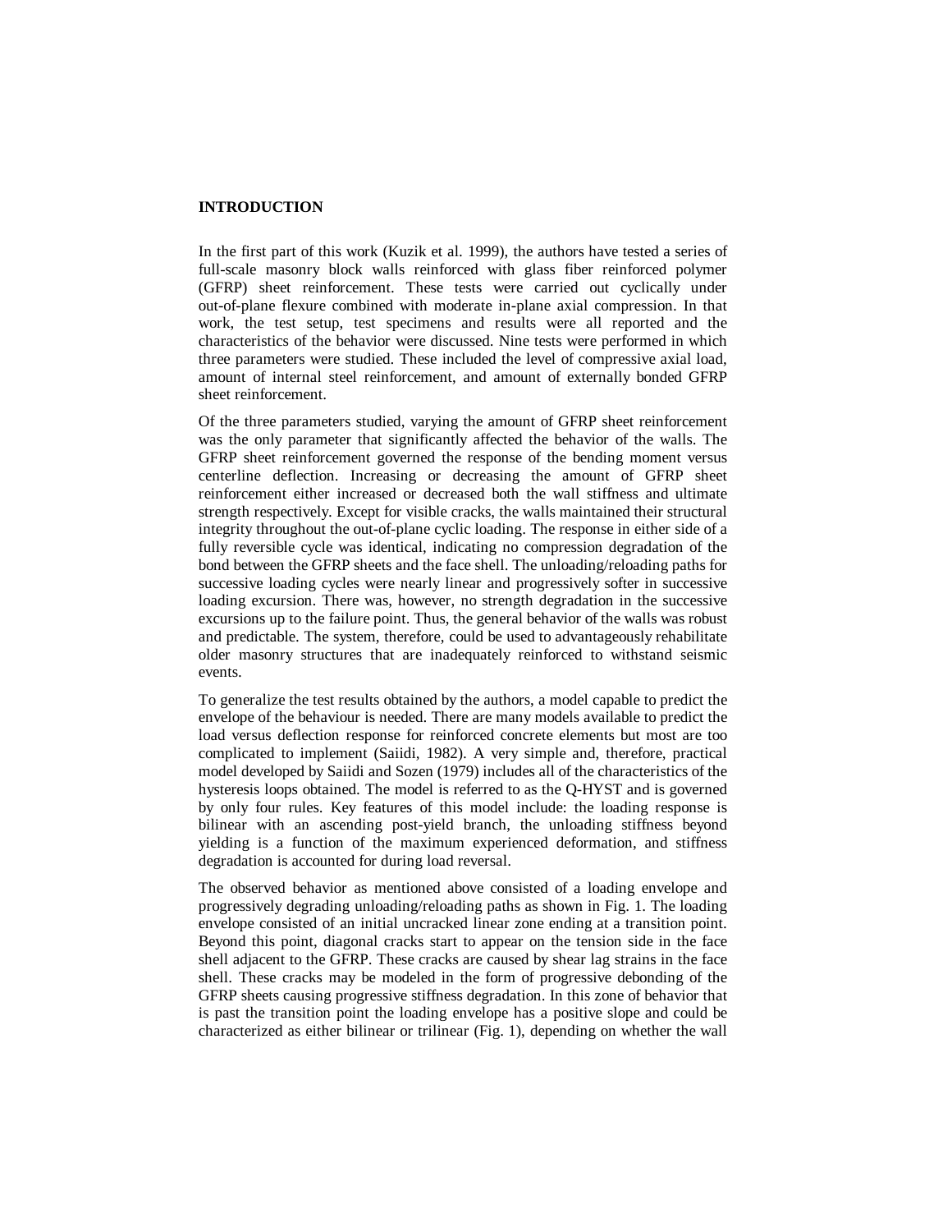## INTRODUCTION

In the first part of this work (Kuzik et al. 1999), the authors have tested a series of full-scale masonry block walls reinforced with glass fiber reinforced polymer (GFRP) sheet reinforcement. These tests were carried out cyclically under out-of-plane flexure combined with moderate in-plane axial compression. In that work, the test setup, test specimens and results were all reported and the characteristics of the behavior were discussed. Nine tests were performed in which three parameters were studied. These included the level of compressive axial load, amount of internal steel reinforcement, and amount of externally bonded GFRP sheet reinforcement.

Of the three parameters studied, varying the amount of GFRP sheet reinforcement was the only parameter that significantly affected the behavior of the walls. The GFRP sheet reinforcement governed the response of the bending moment versus centerline deflection. Increasing or decreasing the amount of GFRP sheet reinforcement either increased or decreased both the wall stiffness and ultimate strength respectively. Except for visible cracks, the walls maintained their structural integrity throughout the out-of-plane cyclic loading. The response in either side of a fully reversible cycle was identical, indicating no compression degradation of the bond between the GFRP sheets and the face shell. The unloading/reloading paths for successive loading cycles were nearly linear and progressively softer in successive loading excursion. There was, however, no strength degradation in the successive excursions up to the failure point. Thus, the general behavior of the walls was robust and predictable. The system, therefore, could be used to advantageously rehabilitate older masonry structures that are inadequately reinforced to withstand seismic events.

To generalize the test results obtained by the authors, a model capable to predict the envelope of the behaviour is needed. There are many models available to predict the load versus deflection response for reinforced concrete elements but most are too complicated to implement (Saiidi, 1982). A very simple and, therefore, practical model developed by Saiidi and Sozen (1979) includes all of the characteristics of the hysteresis loops obtained. The model is referred to as the Q-HYST and is governed by only four rules. Key features of this model include: the loading response is bilinear with an ascending post-yield branch, the unloading stiffness beyond yielding is a function of the maximum experienced deformation, and stiffness degradation is accounted for during load reversal.

The observed behavior as mentioned above consisted of a loading envelope and progressively degrading unloading/reloading paths as shown in Fig. 1. The loading envelope consisted of an initial uncracked linear zone ending at a transition point. Beyond this point, diagonal cracks start to appear on the tension side in the face shell adjacent to the GFRP. These cracks are caused by shear lag strains in the face shell. These cracks may be modeled in the form of progressive debonding of the GFRP sheets causing progressive stiffness degradation. In this zone of behavior that is past the transition point the loading envelope has a positive slope and could be characterized as either bilinear or trilinear (Fig. 1), depending on whether the wall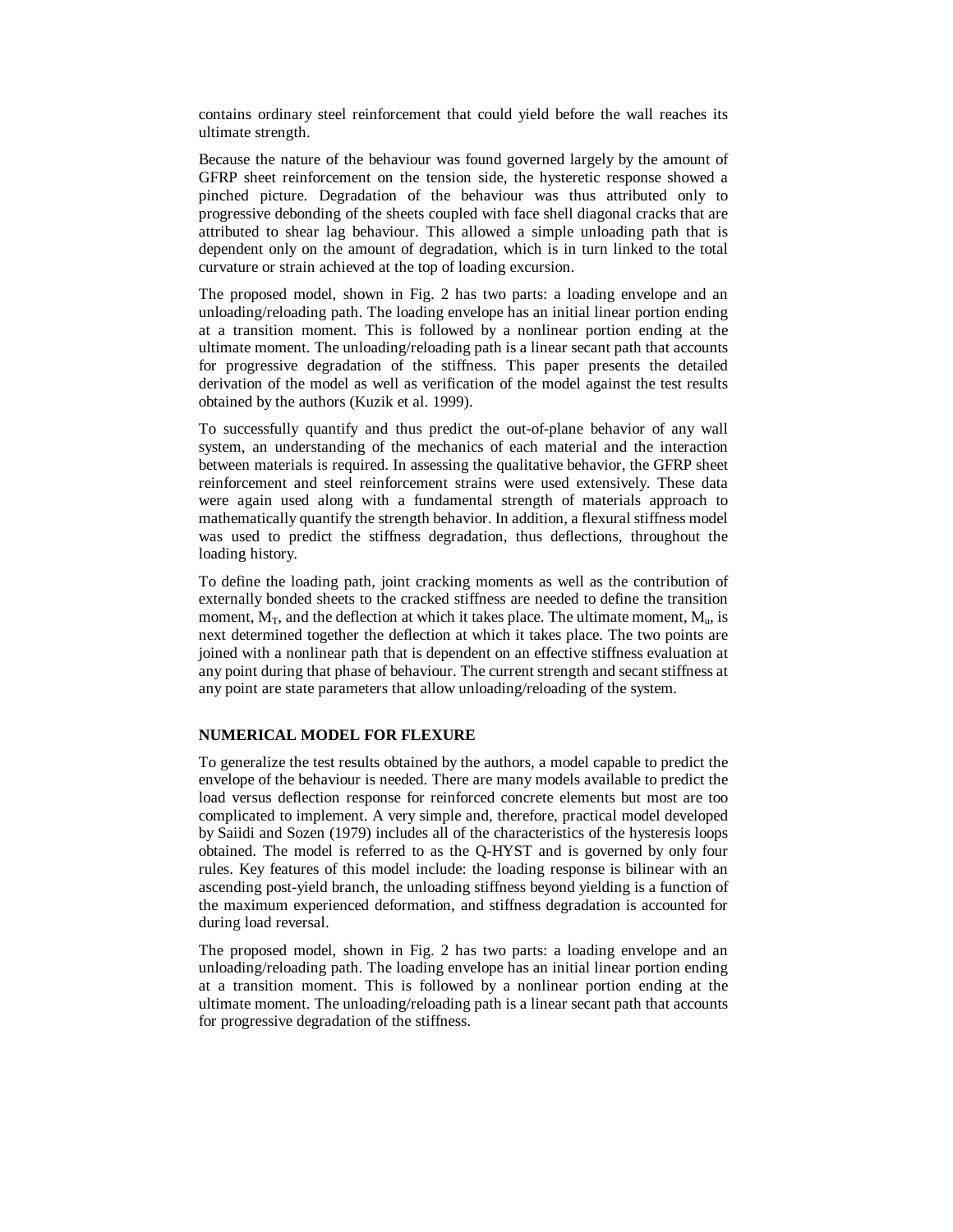contains ordinary steel reinforcement that could yield before the wall reaches its ultimate strength.

Because the nature of the behaviour was found governed largely by the amount of GFRP sheet reinforcement on the tension side, the hysteretic response showed a pinched picture. Degradation of the behaviour was thus attributed only to progressive debonding of the sheets coupled with face shell diagonal cracks that are attributed to shear lag behaviour. This allowed a simple unloading path that is dependent only on the amount of degradation, which is in turn linked to the total curvature or strain achieved at the top of loading excursion.

The proposed model, shown in Fig. 2 has two parts: a loading envelope and an unloading/reloading path. The loading envelope has an initial linear portion ending at a transition moment. This is followed by a nonlinear portion ending at the ultimate moment. The unloading/reloading path is a linear secant path that accounts for progressive degradation of the stiffness. This paper presents the detailed derivation of the model as well as verification of the model against the test results obtained by the authors (Kuzik et al. 1999).

To successfully quantify and thus predict the out-of-plane behavior of any wall system, an understanding of the mechanics of each material and the interaction between materials is required. In assessing the qualitative behavior, the GFRP sheet reinforcement and steel reinforcement strains were used extensively. These data were again used along with a fundamental strength of materials approach to mathematically quantify the strength behavior. In addition, a flexural stiffness model was used to predict the stiffness degradation, thus deflections, throughout the loading history.

To define the loading path, joint cracking moments as well as the contribution of externally bonded sheets to the cracked stiffness are needed to define the transition moment, $M_T$, and the deflection at which it takes place. The ultimate moment, $M_u$, is next determined together the deflection at which it takes place. The two points are joined with a nonlinear path that is dependent on an effective stiffness evaluation at any point during that phase of behaviour. The current strength and secant stiffness at any point are state parameters that allow unloading/reloading of the system.

## NUMERICAL MODEL FOR FLEXURE

To generalize the test results obtained by the authors, a model capable to predict the envelope of the behaviour is needed. There are many models available to predict the load versus deflection response for reinforced concrete elements but most are too complicated to implement. A very simple and, therefore, practical model developed by Saiidi and Sozen (1979) includes all of the characteristics of the hysteresis loops obtained. The model is referred to as the Q-HYST and is governed by only four rules. Key features of this model include: the loading response is bilinear with an ascending post-yield branch, the unloading stiffness beyond yielding is a function of the maximum experienced deformation, and stiffness degradation is accounted for during load reversal.

The proposed model, shown in Fig. 2 has two parts: a loading envelope and an unloading/reloading path. The loading envelope has an initial linear portion ending at a transition moment. This is followed by a nonlinear portion ending at the ultimate moment. The unloading/reloading path is a linear secant path that accounts for progressive degradation of the stiffness.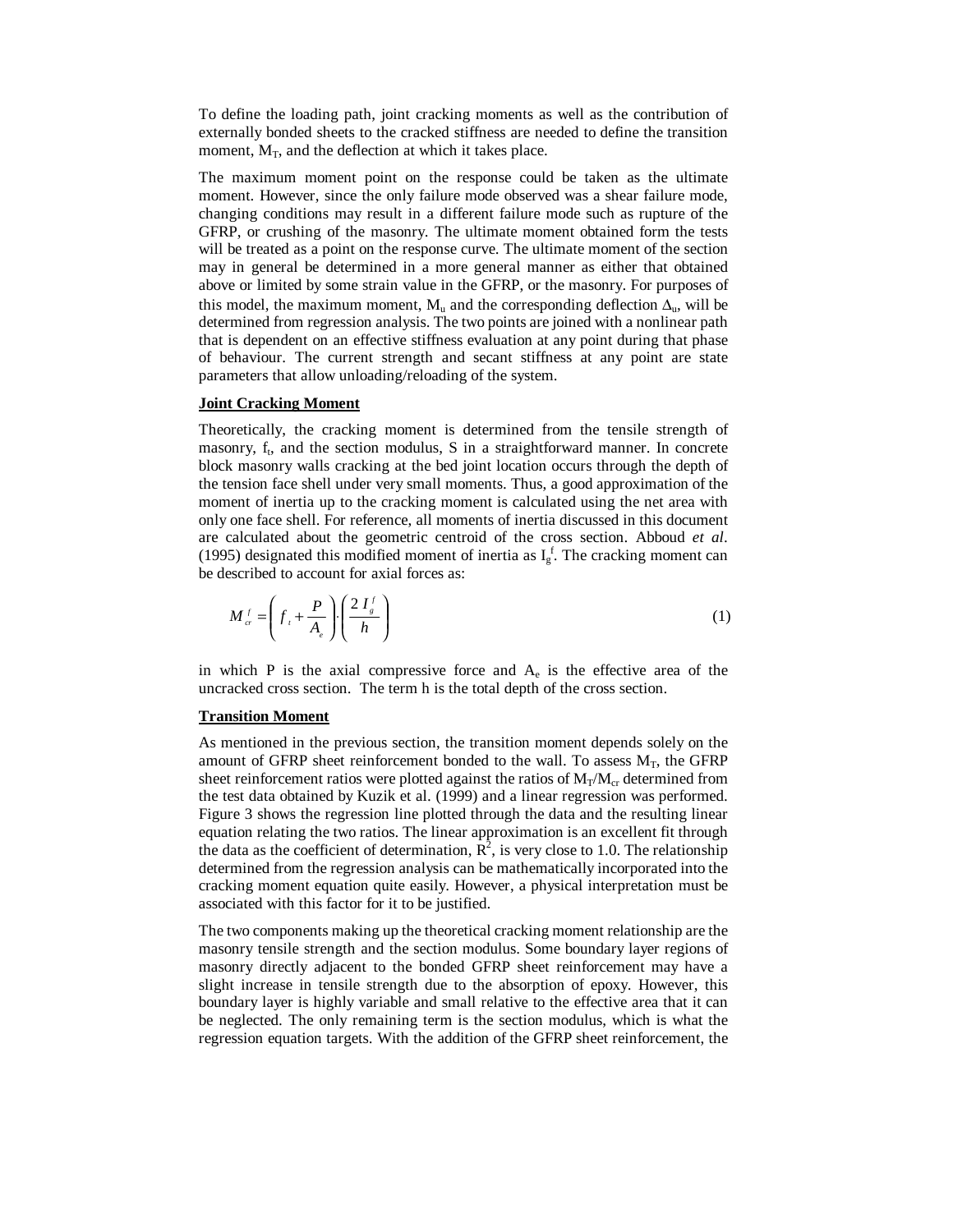To define the loading path, joint cracking moments as well as the contribution of externally bonded sheets to the cracked stiffness are needed to define the transition moment, $M_T$, and the deflection at which it takes place.

The maximum moment point on the response could be taken as the ultimate moment. However, since the only failure mode observed was a shear failure mode, changing conditions may result in a different failure mode such as rupture of the GFRP, or crushing of the masonry. The ultimate moment obtained form the tests will be treated as a point on the response curve. The ultimate moment of the section may in general be determined in a more general manner as either that obtained above or limited by some strain value in the GFRP, or the masonry. For purposes of this model, the maximum moment, $M_u$ and the corresponding deflection $\Delta_u$, will be determined from regression analysis. The two points are joined with a nonlinear path that is dependent on an effective stiffness evaluation at any point during that phase of behaviour. The current strength and secant stiffness at any point are state parameters that allow unloading/reloading of the system.

**Joint Cracking Moment**

Theoretically, the cracking moment is determined from the tensile strength of masonry, $f_t$, and the section modulus, S in a straightforward manner. In concrete block masonry walls cracking at the bed joint location occurs through the depth of the tension face shell under very small moments. Thus, a good approximation of the moment of inertia up to the cracking moment is calculated using the net area with only one face shell. For reference, all moments of inertia discussed in this document are calculated about the geometric centroid of the cross section. Abboud *et al*. (1995) designated this modified moment of inertia as $I_g^f$. The cracking moment can be described to account for axial forces as:

$$M_{cr}^{f} = \left( f_t + \frac{P}{A_e} \right) \cdot \left( \frac{2\, I_g^f}{h} \right) \tag{1}$$

in which P is the axial compressive force and $A_e$ is the effective area of the uncracked cross section. The term h is the total depth of the cross section.

**Transition Moment**

As mentioned in the previous section, the transition moment depends solely on the amount of GFRP sheet reinforcement bonded to the wall. To assess $M_T$, the GFRP sheet reinforcement ratios were plotted against the ratios of $M_T/M_{cr}$ determined from the test data obtained by Kuzik et al. (1999) and a linear regression was performed. Figure 3 shows the regression line plotted through the data and the resulting linear equation relating the two ratios. The linear approximation is an excellent fit through the data as the coefficient of determination, $R^2$, is very close to 1.0. The relationship determined from the regression analysis can be mathematically incorporated into the cracking moment equation quite easily. However, a physical interpretation must be associated with this factor for it to be justified.

The two components making up the theoretical cracking moment relationship are the masonry tensile strength and the section modulus. Some boundary layer regions of masonry directly adjacent to the bonded GFRP sheet reinforcement may have a slight increase in tensile strength due to the absorption of epoxy. However, this boundary layer is highly variable and small relative to the effective area that it can be neglected. The only remaining term is the section modulus, which is what the regression equation targets. With the addition of the GFRP sheet reinforcement, the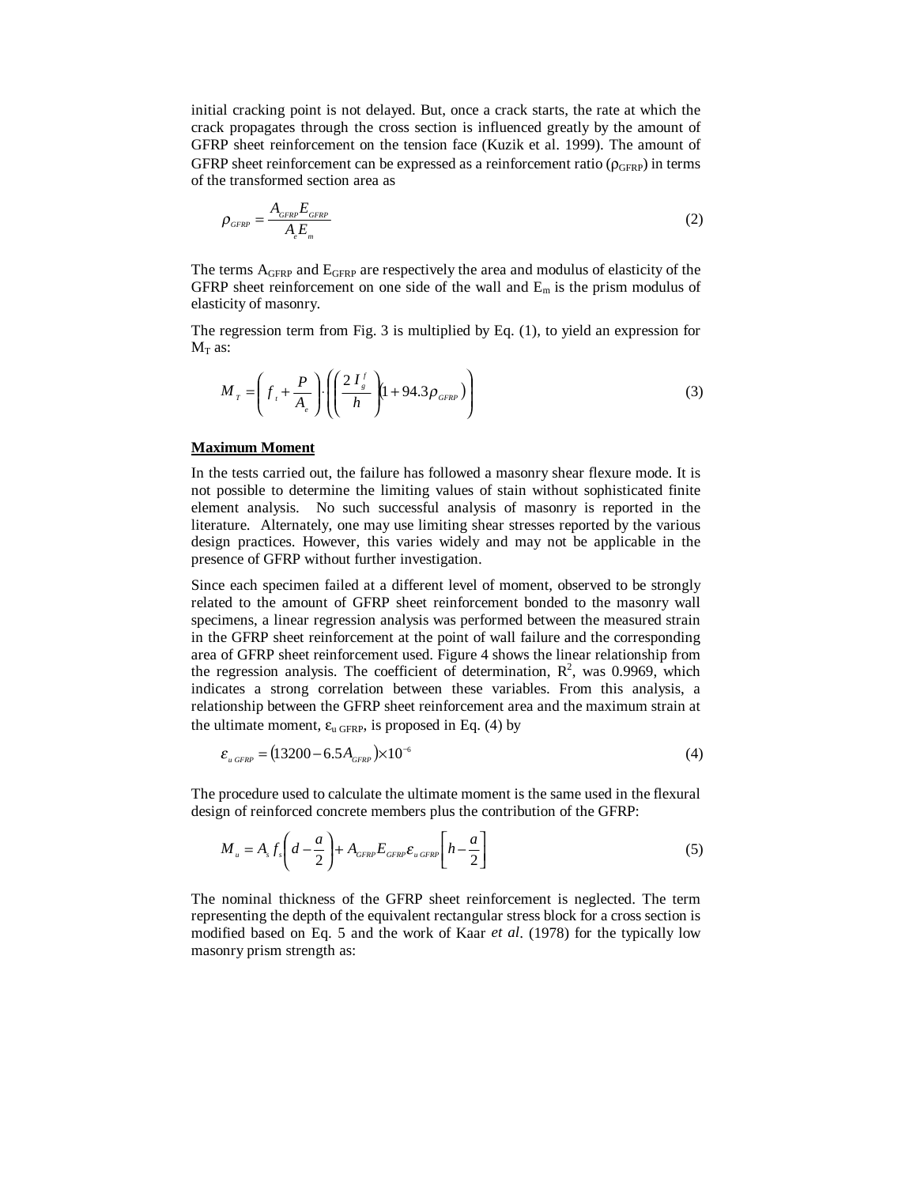initial cracking point is not delayed. But, once a crack starts, the rate at which the crack propagates through the cross section is influenced greatly by the amount of GFRP sheet reinforcement on the tension face (Kuzik et al. 1999). The amount of GFRP sheet reinforcement can be expressed as a reinforcement ratio ($\rho_{GFRP}$) in terms of the transformed section area as

$$\rho_{GFRP} = \frac{A_{GFRP} E_{GFRP}}{A_e E_m} \tag{2}$$

The terms $A_{GFRP}$ and $E_{GFRP}$ are respectively the area and modulus of elasticity of the GFRP sheet reinforcement on one side of the wall and $E_m$ is the prism modulus of elasticity of masonry.

The regression term from Fig. 3 is multiplied by Eq. (1), to yield an expression for $M_T$ as:

$$M_T = \left( f_t + \frac{P}{A_e} \right) \cdot \left( \left( \frac{2 I_g^f}{h} \right) (1 + 94.3 \rho_{GFRP}) \right) \tag{3}$$

**Maximum Moment**

In the tests carried out, the failure has followed a masonry shear flexure mode. It is not possible to determine the limiting values of stain without sophisticated finite element analysis. No such successful analysis of masonry is reported in the literature. Alternately, one may use limiting shear stresses reported by the various design practices. However, this varies widely and may not be applicable in the presence of GFRP without further investigation.

Since each specimen failed at a different level of moment, observed to be strongly related to the amount of GFRP sheet reinforcement bonded to the masonry wall specimens, a linear regression analysis was performed between the measured strain in the GFRP sheet reinforcement at the point of wall failure and the corresponding area of GFRP sheet reinforcement used. Figure 4 shows the linear relationship from the regression analysis. The coefficient of determination, $R^2$, was 0.9969, which indicates a strong correlation between these variables. From this analysis, a relationship between the GFRP sheet reinforcement area and the maximum strain at the ultimate moment, $\varepsilon_{u\,GFRP}$, is proposed in Eq. (4) by

$$\varepsilon_{u\,GFRP} = (13200 - 6.5 A_{GFRP}) \times 10^{-6} \tag{4}$$

The procedure used to calculate the ultimate moment is the same used in the flexural design of reinforced concrete members plus the contribution of the GFRP:

$$M_u = A_s f_s \left( d - \frac{a}{2} \right) + A_{GFRP} E_{GFRP} \varepsilon_{u\,GFRP} \left[ h - \frac{a}{2} \right] \tag{5}$$

The nominal thickness of the GFRP sheet reinforcement is neglected. The term representing the depth of the equivalent rectangular stress block for a cross section is modified based on Eq. 5 and the work of Kaar *et al*. (1978) for the typically low masonry prism strength as: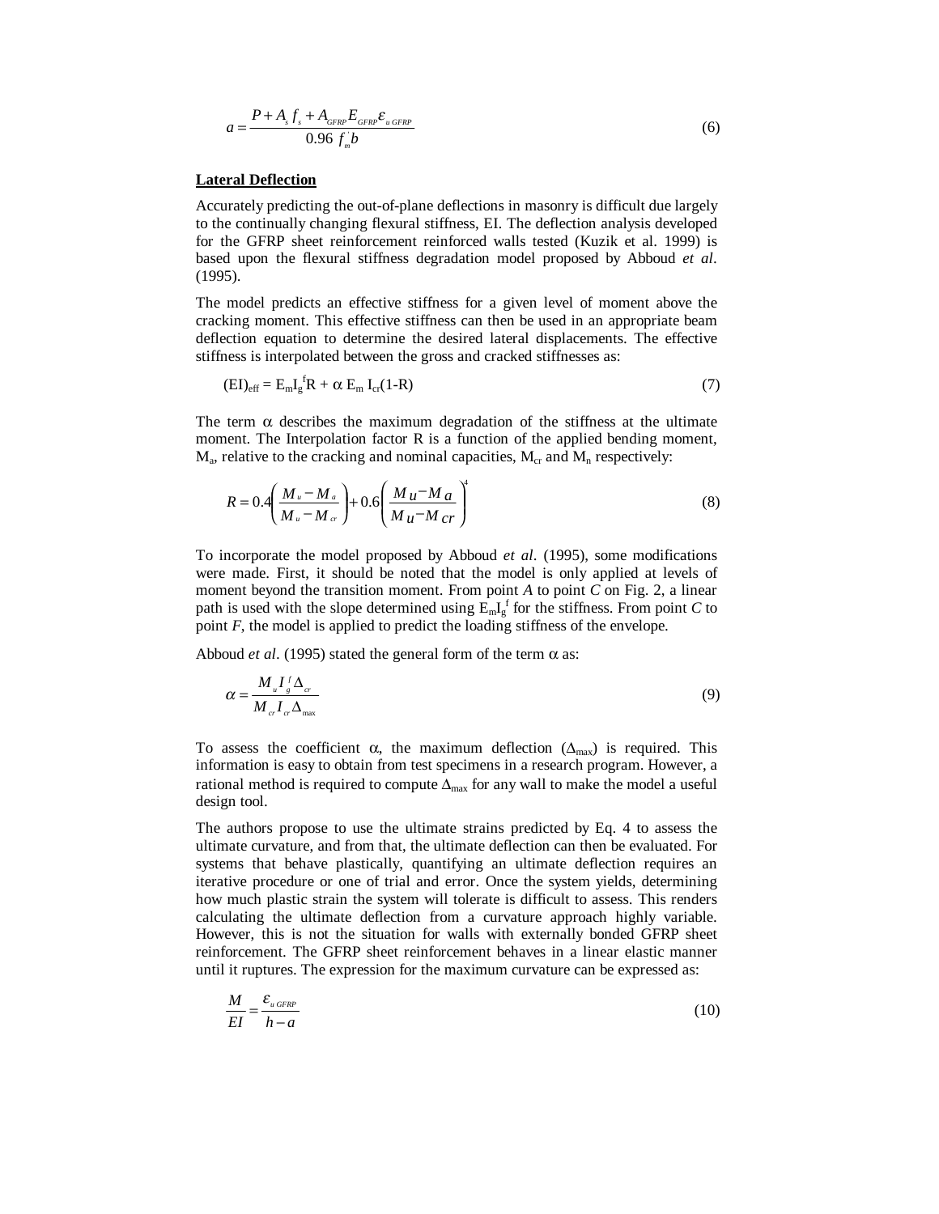$$a = \frac{P + A_s f_s + A_{GFRP} E_{GFRP} \varepsilon_{u\,GFRP}}{0.96\ f'_m b} \tag{6}$$

**Lateral Deflection**

Accurately predicting the out-of-plane deflections in masonry is difficult due largely to the continually changing flexural stiffness, EI. The deflection analysis developed for the GFRP sheet reinforcement reinforced walls tested (Kuzik et al. 1999) is based upon the flexural stiffness degradation model proposed by Abboud *et al*. (1995).

The model predicts an effective stiffness for a given level of moment above the cracking moment. This effective stiffness can then be used in an appropriate beam deflection equation to determine the desired lateral displacements. The effective stiffness is interpolated between the gross and cracked stiffnesses as:

$$(EI)_{eff} = E_m I_g^f R + \alpha\ E_m\ I_{cr}(1\text{-}R) \tag{7}$$

The term $\alpha$ describes the maximum degradation of the stiffness at the ultimate moment. The Interpolation factor R is a function of the applied bending moment, $M_a$, relative to the cracking and nominal capacities, $M_{cr}$ and $M_n$ respectively:

$$R = 0.4\left(\frac{M_u - M_a}{M_u - M_{cr}}\right) + 0.6\left(\frac{M_u - M_a}{M_u - M_{cr}}\right)^4 \tag{8}$$

To incorporate the model proposed by Abboud *et al*. (1995), some modifications were made. First, it should be noted that the model is only applied at levels of moment beyond the transition moment. From point *A* to point *C* on Fig. 2, a linear path is used with the slope determined using $E_m I_g^f$ for the stiffness. From point *C* to point *F*, the model is applied to predict the loading stiffness of the envelope.

Abboud *et al*. (1995) stated the general form of the term $\alpha$ as:

$$\alpha = \frac{M_u I_g^f \Delta_{cr}}{M_{cr} I_{cr} \Delta_{max}} \tag{9}$$

To assess the coefficient $\alpha$, the maximum deflection ($\Delta_{max}$) is required. This information is easy to obtain from test specimens in a research program. However, a rational method is required to compute $\Delta_{max}$ for any wall to make the model a useful design tool.

The authors propose to use the ultimate strains predicted by Eq. 4 to assess the ultimate curvature, and from that, the ultimate deflection can then be evaluated. For systems that behave plastically, quantifying an ultimate deflection requires an iterative procedure or one of trial and error. Once the system yields, determining how much plastic strain the system will tolerate is difficult to assess. This renders calculating the ultimate deflection from a curvature approach highly variable. However, this is not the situation for walls with externally bonded GFRP sheet reinforcement. The GFRP sheet reinforcement behaves in a linear elastic manner until it ruptures. The expression for the maximum curvature can be expressed as:

$$\frac{M}{EI} = \frac{\varepsilon_{u\,GFRP}}{h - a} \tag{10}$$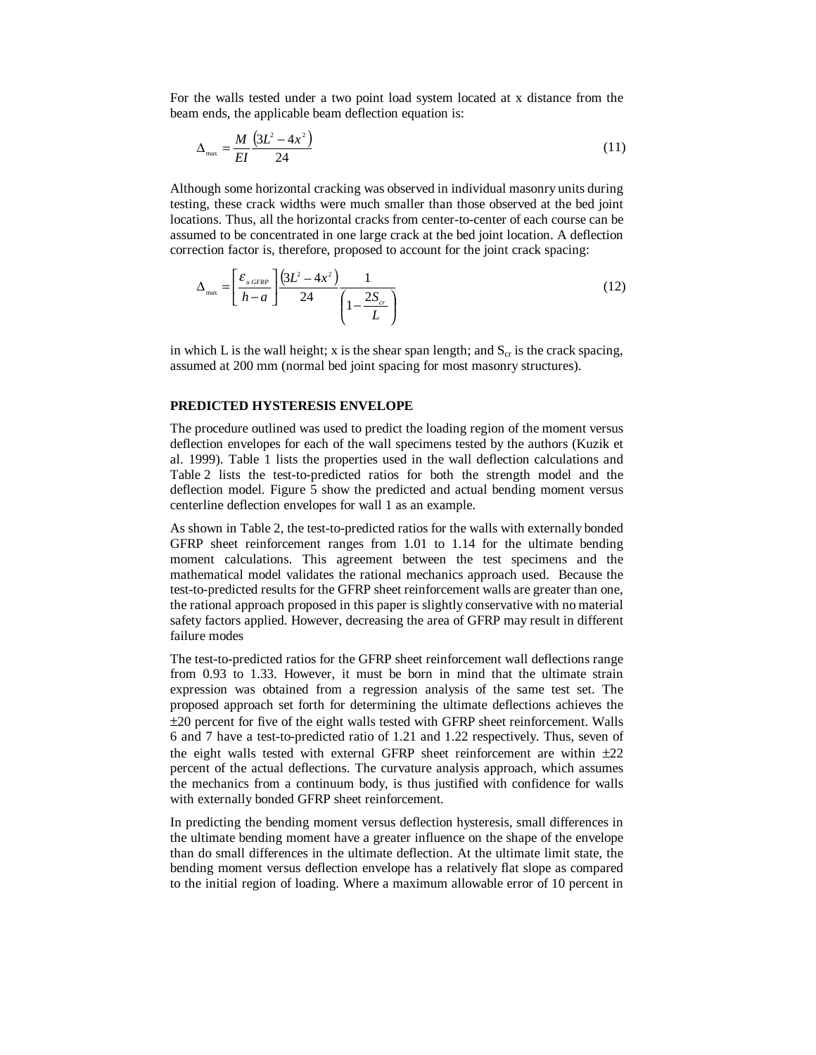For the walls tested under a two point load system located at x distance from the beam ends, the applicable beam deflection equation is:

$$\Delta_{max} = \frac{M}{EI}\frac{\left(3L^2 - 4x^2\right)}{24} \tag{11}$$

Although some horizontal cracking was observed in individual masonry units during testing, these crack widths were much smaller than those observed at the bed joint locations. Thus, all the horizontal cracks from center-to-center of each course can be assumed to be concentrated in one large crack at the bed joint location. A deflection correction factor is, therefore, proposed to account for the joint crack spacing:

$$\Delta_{max} = \left[\frac{\varepsilon_{u\,GFRP}}{h-a}\right]\frac{\left(3L^2 - 4x^2\right)}{24}\frac{1}{\left(1 - \frac{2S_{cr}}{L}\right)} \tag{12}$$

in which L is the wall height; x is the shear span length; and $S_{cr}$ is the crack spacing, assumed at 200 mm (normal bed joint spacing for most masonry structures).

## PREDICTED HYSTERESIS ENVELOPE

The procedure outlined was used to predict the loading region of the moment versus deflection envelopes for each of the wall specimens tested by the authors (Kuzik et al. 1999). Table 1 lists the properties used in the wall deflection calculations and Table 2 lists the test-to-predicted ratios for both the strength model and the deflection model. Figure 5 show the predicted and actual bending moment versus centerline deflection envelopes for wall 1 as an example.

As shown in Table 2, the test-to-predicted ratios for the walls with externally bonded GFRP sheet reinforcement ranges from 1.01 to 1.14 for the ultimate bending moment calculations. This agreement between the test specimens and the mathematical model validates the rational mechanics approach used. Because the test-to-predicted results for the GFRP sheet reinforcement walls are greater than one, the rational approach proposed in this paper is slightly conservative with no material safety factors applied. However, decreasing the area of GFRP may result in different failure modes

The test-to-predicted ratios for the GFRP sheet reinforcement wall deflections range from 0.93 to 1.33. However, it must be born in mind that the ultimate strain expression was obtained from a regression analysis of the same test set. The proposed approach set forth for determining the ultimate deflections achieves the ±20 percent for five of the eight walls tested with GFRP sheet reinforcement. Walls 6 and 7 have a test-to-predicted ratio of 1.21 and 1.22 respectively. Thus, seven of the eight walls tested with external GFRP sheet reinforcement are within ±22 percent of the actual deflections. The curvature analysis approach, which assumes the mechanics from a continuum body, is thus justified with confidence for walls with externally bonded GFRP sheet reinforcement.

In predicting the bending moment versus deflection hysteresis, small differences in the ultimate bending moment have a greater influence on the shape of the envelope than do small differences in the ultimate deflection. At the ultimate limit state, the bending moment versus deflection envelope has a relatively flat slope as compared to the initial region of loading. Where a maximum allowable error of 10 percent in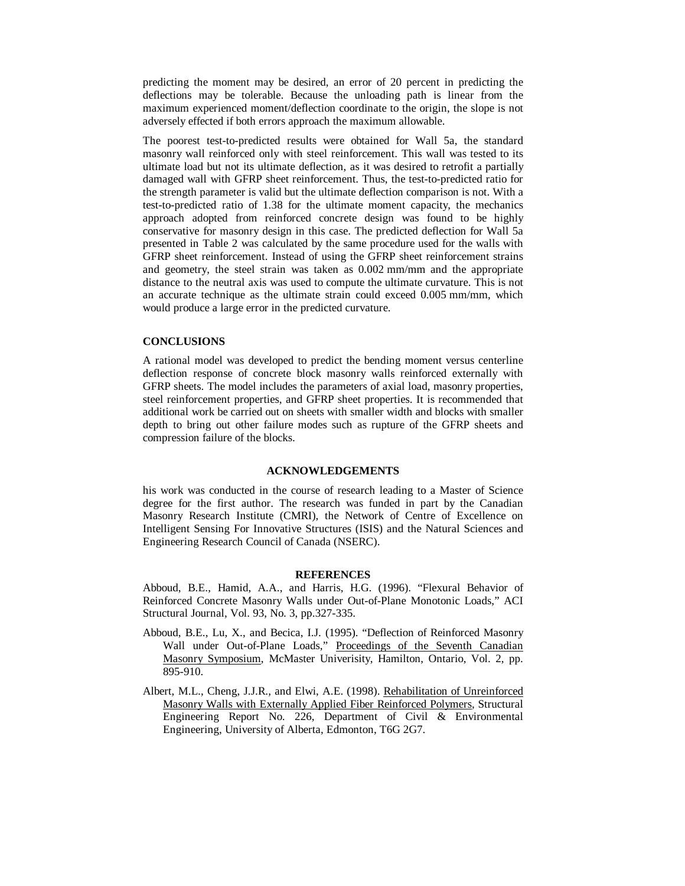predicting the moment may be desired, an error of 20 percent in predicting the deflections may be tolerable. Because the unloading path is linear from the maximum experienced moment/deflection coordinate to the origin, the slope is not adversely effected if both errors approach the maximum allowable.

The poorest test-to-predicted results were obtained for Wall 5a, the standard masonry wall reinforced only with steel reinforcement. This wall was tested to its ultimate load but not its ultimate deflection, as it was desired to retrofit a partially damaged wall with GFRP sheet reinforcement. Thus, the test-to-predicted ratio for the strength parameter is valid but the ultimate deflection comparison is not. With a test-to-predicted ratio of 1.38 for the ultimate moment capacity, the mechanics approach adopted from reinforced concrete design was found to be highly conservative for masonry design in this case. The predicted deflection for Wall 5a presented in Table 2 was calculated by the same procedure used for the walls with GFRP sheet reinforcement. Instead of using the GFRP sheet reinforcement strains and geometry, the steel strain was taken as 0.002 mm/mm and the appropriate distance to the neutral axis was used to compute the ultimate curvature. This is not an accurate technique as the ultimate strain could exceed 0.005 mm/mm, which would produce a large error in the predicted curvature.

## CONCLUSIONS

A rational model was developed to predict the bending moment versus centerline deflection response of concrete block masonry walls reinforced externally with GFRP sheets. The model includes the parameters of axial load, masonry properties, steel reinforcement properties, and GFRP sheet properties. It is recommended that additional work be carried out on sheets with smaller width and blocks with smaller depth to bring out other failure modes such as rupture of the GFRP sheets and compression failure of the blocks.

## ACKNOWLEDGEMENTS

his work was conducted in the course of research leading to a Master of Science degree for the first author. The research was funded in part by the Canadian Masonry Research Institute (CMRI), the Network of Centre of Excellence on Intelligent Sensing For Innovative Structures (ISIS) and the Natural Sciences and Engineering Research Council of Canada (NSERC).

## REFERENCES

Abboud, B.E., Hamid, A.A., and Harris, H.G. (1996). "Flexural Behavior of Reinforced Concrete Masonry Walls under Out-of-Plane Monotonic Loads," ACI Structural Journal, Vol. 93, No. 3, pp.327-335.

Abboud, B.E., Lu, X., and Becica, I.J. (1995). "Deflection of Reinforced Masonry Wall under Out-of-Plane Loads," Proceedings of the Seventh Canadian Masonry Symposium, McMaster Univerisity, Hamilton, Ontario, Vol. 2, pp. 895-910.

Albert, M.L., Cheng, J.J.R., and Elwi, A.E. (1998). Rehabilitation of Unreinforced Masonry Walls with Externally Applied Fiber Reinforced Polymers, Structural Engineering Report No. 226, Department of Civil & Environmental Engineering, University of Alberta, Edmonton, T6G 2G7.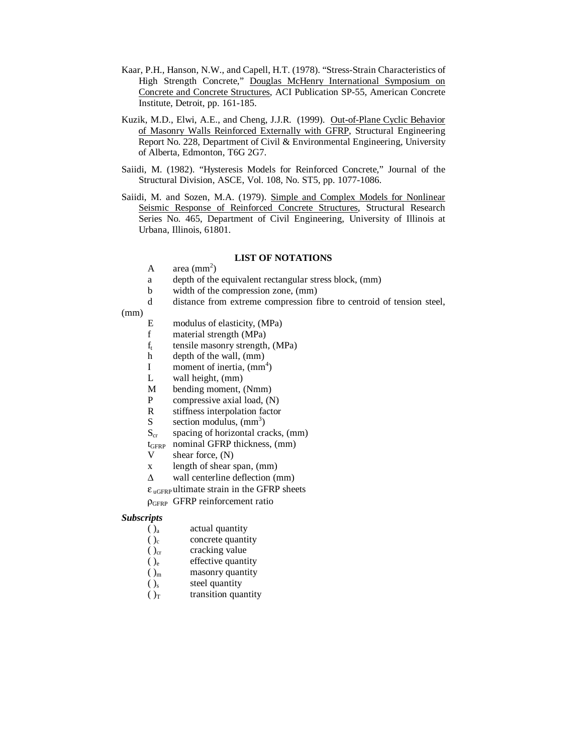Kaar, P.H., Hanson, N.W., and Capell, H.T. (1978). "Stress-Strain Characteristics of High Strength Concrete," Douglas McHenry International Symposium on Concrete and Concrete Structures, ACI Publication SP-55, American Concrete Institute, Detroit, pp. 161-185.

Kuzik, M.D., Elwi, A.E., and Cheng, J.J.R. (1999). Out-of-Plane Cyclic Behavior of Masonry Walls Reinforced Externally with GFRP, Structural Engineering Report No. 228, Department of Civil & Environmental Engineering, University of Alberta, Edmonton, T6G 2G7.

Saiidi, M. (1982). "Hysteresis Models for Reinforced Concrete," Journal of the Structural Division, ASCE, Vol. 108, No. ST5, pp. 1077-1086.

Saiidi, M. and Sozen, M.A. (1979). Simple and Complex Models for Nonlinear Seismic Response of Reinforced Concrete Structures, Structural Research Series No. 465, Department of Civil Engineering, University of Illinois at Urbana, Illinois, 61801.

## LIST OF NOTATIONS

- $A$ area ($mm^2$)
- $a$ depth of the equivalent rectangular stress block, (mm)
- $b$ width of the compression zone, (mm)
- $d$ distance from extreme compression fibre to centroid of tension steel, (mm)
- $E$ modulus of elasticity, (MPa)
- $f$ material strength (MPa)
- $f_t$ tensile masonry strength, (MPa)
- $h$ depth of the wall, (mm)
- $I$ moment of inertia, ($mm^4$)
- $L$ wall height, (mm)
- $M$ bending moment, (Nmm)
- $P$ compressive axial load, (N)
- $R$ stiffness interpolation factor
- $S$ section modulus, ($mm^3$)
- $S_{cr}$ spacing of horizontal cracks, (mm)
- $t_{GFRP}$ nominal GFRP thickness, (mm)
- $V$ shear force, (N)
- $x$ length of shear span, (mm)
- $\Delta$ wall centerline deflection (mm)
- $\varepsilon_{uGFRP}$ ultimate strain in the GFRP sheets
- $\rho_{GFRP}$ GFRP reinforcement ratio

***Subscripts***

- $(\ )_a$ actual quantity
- $(\ )_c$ concrete quantity
- $(\ )_{cr}$ cracking value
- $(\ )_e$ effective quantity
- $(\ )_m$ masonry quantity
- $(\ )_s$ steel quantity
- $(\ )_T$ transition quantity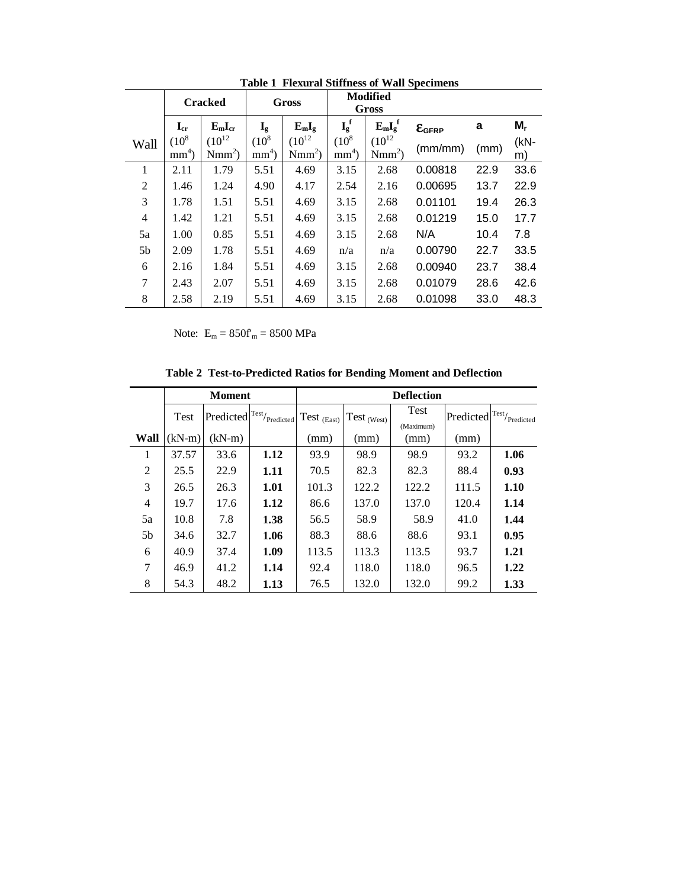**Table 1 Flexural Stiffness of Wall Specimens**

| | Cracked | | Gross | | Modified Gross | | | | |
|---|---|---|---|---|---|---|---|---|---|
| Wall | $I_{cr}$ ($10^8$ $mm^4$) | $E_mI_{cr}$ ($10^{12}$ $Nmm^2$) | $I_g$ ($10^8$ $mm^4$) | $E_mI_g$ ($10^{12}$ $Nmm^2$) | $I_g^f$ ($10^8$ $mm^4$) | $E_mI_g^f$ ($10^{12}$ $Nmm^2$) | $\varepsilon_{GFRP}$ (mm/mm) | a (mm) | $M_r$ (kN-m) |
| 1 | 2.11 | 1.79 | 5.51 | 4.69 | 3.15 | 2.68 | 0.00818 | 22.9 | 33.6 |
| 2 | 1.46 | 1.24 | 4.90 | 4.17 | 2.54 | 2.16 | 0.00695 | 13.7 | 22.9 |
| 3 | 1.78 | 1.51 | 5.51 | 4.69 | 3.15 | 2.68 | 0.01101 | 19.4 | 26.3 |
| 4 | 1.42 | 1.21 | 5.51 | 4.69 | 3.15 | 2.68 | 0.01219 | 15.0 | 17.7 |
| 5a | 1.00 | 0.85 | 5.51 | 4.69 | 3.15 | 2.68 | N/A | 10.4 | 7.8 |
| 5b | 2.09 | 1.78 | 5.51 | 4.69 | n/a | n/a | 0.00790 | 22.7 | 33.5 |
| 6 | 2.16 | 1.84 | 5.51 | 4.69 | 3.15 | 2.68 | 0.00940 | 23.7 | 38.4 |
| 7 | 2.43 | 2.07 | 5.51 | 4.69 | 3.15 | 2.68 | 0.01079 | 28.6 | 42.6 |
| 8 | 2.58 | 2.19 | 5.51 | 4.69 | 3.15 | 2.68 | 0.01098 | 33.0 | 48.3 |

Note: $E_m = 850f'_m = 8500$ MPa

**Table 2 Test-to-Predicted Ratios for Bending Moment and Deflection**

| | Moment | | | Deflection | | | | |
|---|---|---|---|---|---|---|---|---|
| | Test | Predicted | Test/Predicted | Test (East) | Test (West) | Test (Maximum) | Predicted | Test/Predicted |
| **Wall** | (kN-m) | (kN-m) | | (mm) | (mm) | (mm) | (mm) | |
| 1 | 37.57 | 33.6 | **1.12** | 93.9 | 98.9 | 98.9 | 93.2 | **1.06** |
| 2 | 25.5 | 22.9 | **1.11** | 70.5 | 82.3 | 82.3 | 88.4 | **0.93** |
| 3 | 26.5 | 26.3 | **1.01** | 101.3 | 122.2 | 122.2 | 111.5 | **1.10** |
| 4 | 19.7 | 17.6 | **1.12** | 86.6 | 137.0 | 137.0 | 120.4 | **1.14** |
| 5a | 10.8 | 7.8 | **1.38** | 56.5 | 58.9 | 58.9 | 41.0 | **1.44** |
| 5b | 34.6 | 32.7 | **1.06** | 88.3 | 88.6 | 88.6 | 93.1 | **0.95** |
| 6 | 40.9 | 37.4 | **1.09** | 113.5 | 113.3 | 113.5 | 93.7 | **1.21** |
| 7 | 46.9 | 41.2 | **1.14** | 92.4 | 118.0 | 118.0 | 96.5 | **1.22** |
| 8 | 54.3 | 48.2 | **1.13** | 76.5 | 132.0 | 132.0 | 99.2 | **1.33** |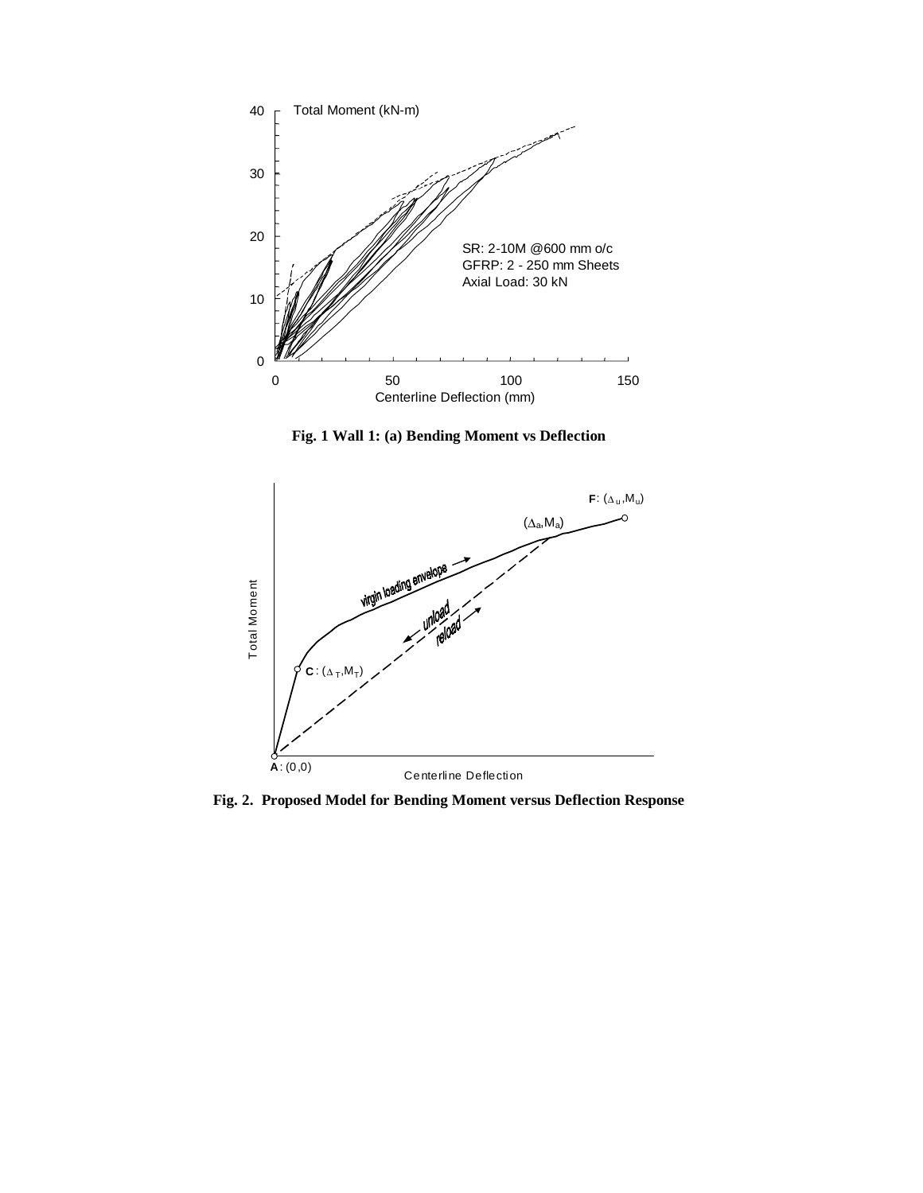**Fig. 1 Wall 1: (a) Bending Moment vs Deflection**

**Fig. 2. Proposed Model for Bending Moment versus Deflection Response**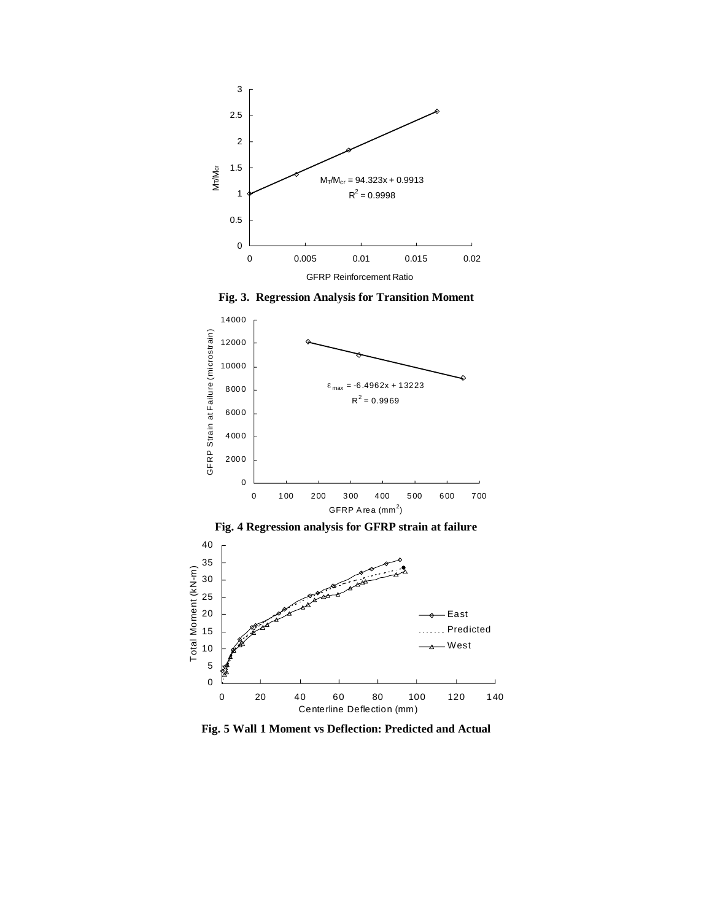3
2.5
2
1.5
1
0.5
0
0
0.005
0.01
0.015
0.02

$M_T/M_{cr}$

$M_T/M_{cr} = 94.323x + 0.9913$

$R^2 = 0.9998$

GFRP Reinforcement Ratio

**Fig. 3. Regression Analysis for Transition Moment**

14000
12000
10000
8000
6000
4000
2000
0
0
100
200
300
400
500
600
700

GFRP Strain at Failure (microstrain)

$\varepsilon_{max} = -6.4962x + 13223$

$R^2 = 0.9969$

GFRP Area ($mm^2$)

**Fig. 4 Regression analysis for GFRP strain at failure**

40
35
30
25
20
15
10
5
0
0
20
40
60
80
100
120
140

Total Moment (kN-m)

East

Predicted

West

Centerline Deflection (mm)

**Fig. 5 Wall 1 Moment vs Deflection: Predicted and Actual**